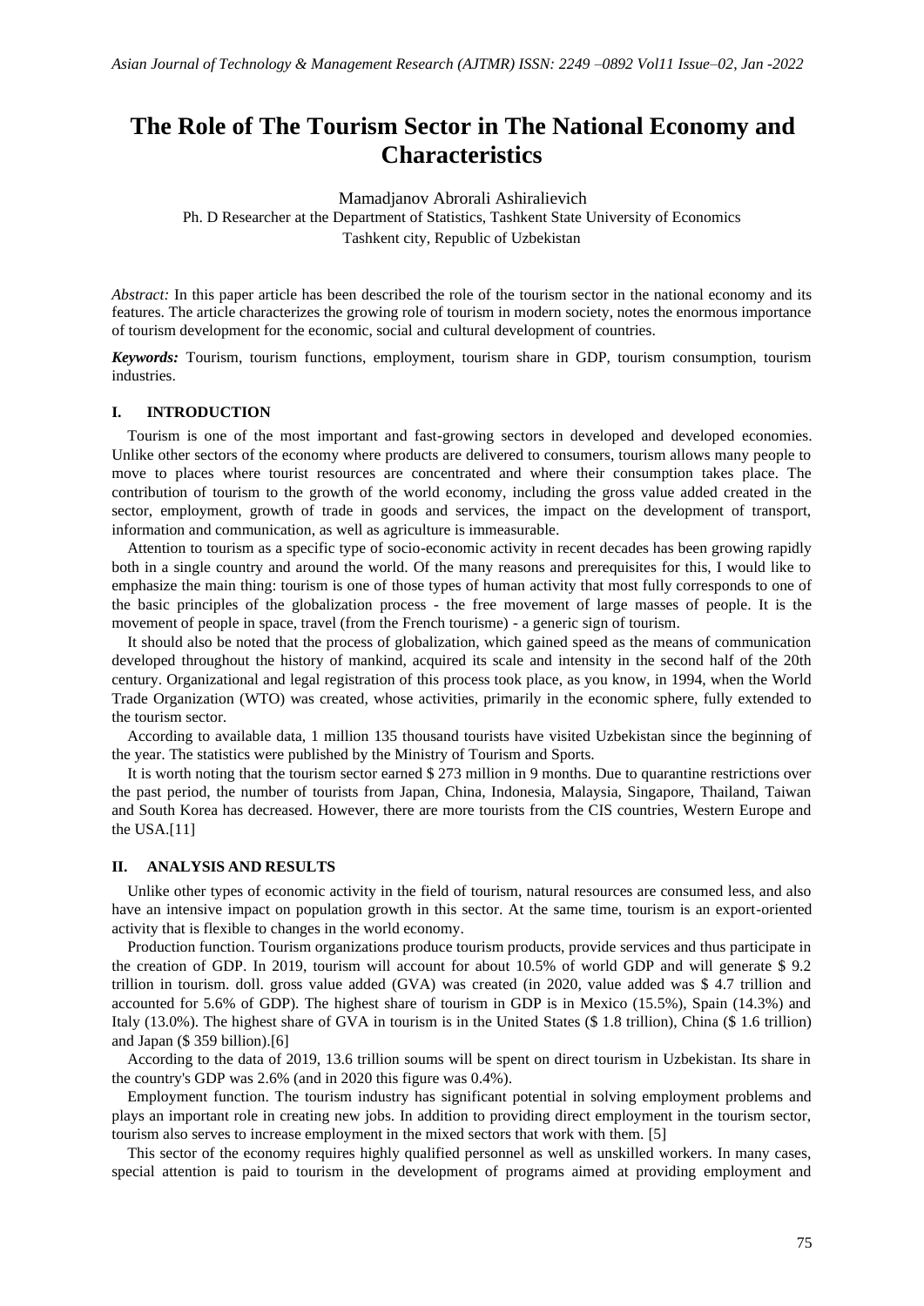# The Role of The Tourism Sector in The National Economy and Characteristics

Mamadjanov Abrorali Ashiralievich

Ph. D Researcher at the Department of Statistics, Tashkent State University of Economics

Tashkent city, Republic of Uzbekistan

*Abstract:* In this paper article has been described the role of the tourism sector in the national economy and its features. The article characterizes the growing role of tourism in modern society, notes the enormous importance of tourism development for the economic, social and cultural development of countries.

***Keywords:*** Tourism, tourism functions, employment, tourism share in GDP, tourism consumption, tourism industries.

## I. INTRODUCTION

Tourism is one of the most important and fast-growing sectors in developed and developed economies. Unlike other sectors of the economy where products are delivered to consumers, tourism allows many people to move to places where tourist resources are concentrated and where their consumption takes place. The contribution of tourism to the growth of the world economy, including the gross value added created in the sector, employment, growth of trade in goods and services, the impact on the development of transport, information and communication, as well as agriculture is immeasurable.

Attention to tourism as a specific type of socio-economic activity in recent decades has been growing rapidly both in a single country and around the world. Of the many reasons and prerequisites for this, I would like to emphasize the main thing: tourism is one of those types of human activity that most fully corresponds to one of the basic principles of the globalization process - the free movement of large masses of people. It is the movement of people in space, travel (from the French tourisme) - a generic sign of tourism.

It should also be noted that the process of globalization, which gained speed as the means of communication developed throughout the history of mankind, acquired its scale and intensity in the second half of the 20th century. Organizational and legal registration of this process took place, as you know, in 1994, when the World Trade Organization (WTO) was created, whose activities, primarily in the economic sphere, fully extended to the tourism sector.

According to available data, 1 million 135 thousand tourists have visited Uzbekistan since the beginning of the year. The statistics were published by the Ministry of Tourism and Sports.

It is worth noting that the tourism sector earned $ 273 million in 9 months. Due to quarantine restrictions over the past period, the number of tourists from Japan, China, Indonesia, Malaysia, Singapore, Thailand, Taiwan and South Korea has decreased. However, there are more tourists from the CIS countries, Western Europe and the USA.[11]

## II. ANALYSIS AND RESULTS

Unlike other types of economic activity in the field of tourism, natural resources are consumed less, and also have an intensive impact on population growth in this sector. At the same time, tourism is an export-oriented activity that is flexible to changes in the world economy.

Production function. Tourism organizations produce tourism products, provide services and thus participate in the creation of GDP. In 2019, tourism will account for about 10.5% of world GDP and will generate $ 9.2 trillion in tourism. doll. gross value added (GVA) was created (in 2020, value added was $ 4.7 trillion and accounted for 5.6% of GDP). The highest share of tourism in GDP is in Mexico (15.5%), Spain (14.3%) and Italy (13.0%). The highest share of GVA in tourism is in the United States ($ 1.8 trillion), China ($ 1.6 trillion) and Japan ($ 359 billion).[6]

According to the data of 2019, 13.6 trillion soums will be spent on direct tourism in Uzbekistan. Its share in the country's GDP was 2.6% (and in 2020 this figure was 0.4%).

Employment function. The tourism industry has significant potential in solving employment problems and plays an important role in creating new jobs. In addition to providing direct employment in the tourism sector, tourism also serves to increase employment in the mixed sectors that work with them. [5]

This sector of the economy requires highly qualified personnel as well as unskilled workers. In many cases, special attention is paid to tourism in the development of programs aimed at providing employment and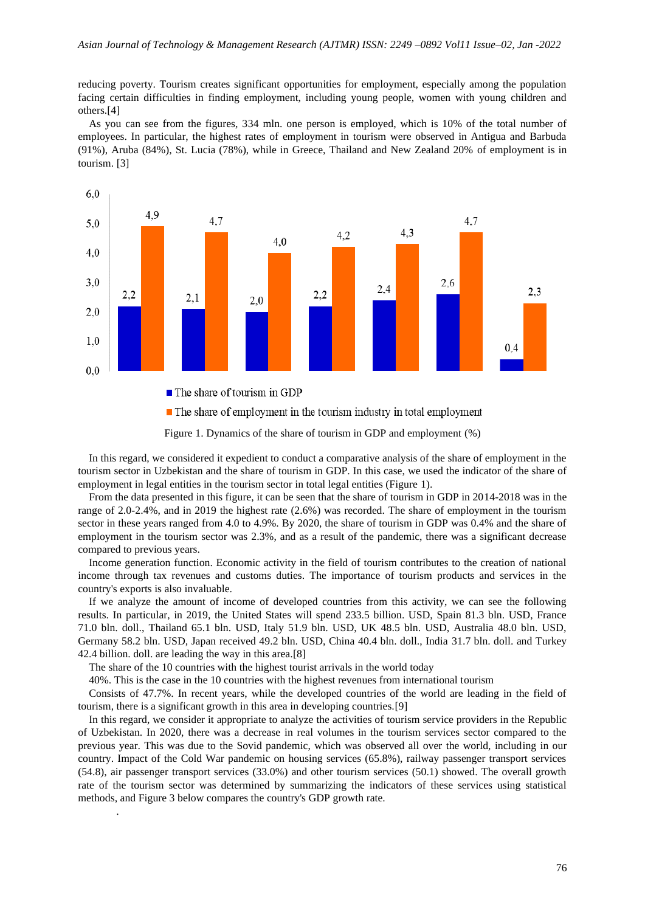reducing poverty. Tourism creates significant opportunities for employment, especially among the population facing certain difficulties in finding employment, including young people, women with young children and others.[4]

As you can see from the figures, 334 mln. one person is employed, which is 10% of the total number of employees. In particular, the highest rates of employment in tourism were observed in Antigua and Barbuda (91%), Aruba (84%), St. Lucia (78%), while in Greece, Thailand and New Zealand 20% of employment is in tourism. [3]

| | The share of tourism in GDP | The share of employment in the tourism industry in total employment |
|---|---|---|
| | 2,2 | 4,9 |
| | 2,1 | 4,7 |
| | 2,0 | 4,0 |
| | 2,2 | 4,2 |
| | 2,4 | 4,3 |
| | 2,6 | 4,7 |
| | 0,4 | 2,3 |

Figure 1. Dynamics of the share of tourism in GDP and employment (%)

In this regard, we considered it expedient to conduct a comparative analysis of the share of employment in the tourism sector in Uzbekistan and the share of tourism in GDP. In this case, we used the indicator of the share of employment in legal entities in the tourism sector in total legal entities (Figure 1).

From the data presented in this figure, it can be seen that the share of tourism in GDP in 2014-2018 was in the range of 2.0-2.4%, and in 2019 the highest rate (2.6%) was recorded. The share of employment in the tourism sector in these years ranged from 4.0 to 4.9%. By 2020, the share of tourism in GDP was 0.4% and the share of employment in the tourism sector was 2.3%, and as a result of the pandemic, there was a significant decrease compared to previous years.

Income generation function. Economic activity in the field of tourism contributes to the creation of national income through tax revenues and customs duties. The importance of tourism products and services in the country's exports is also invaluable.

If we analyze the amount of income of developed countries from this activity, we can see the following results. In particular, in 2019, the United States will spend 233.5 billion. USD, Spain 81.3 bln. USD, France 71.0 bln. doll., Thailand 65.1 bln. USD, Italy 51.9 bln. USD, UK 48.5 bln. USD, Australia 48.0 bln. USD, Germany 58.2 bln. USD, Japan received 49.2 bln. USD, China 40.4 bln. doll., India 31.7 bln. doll. and Turkey 42.4 billion. doll. are leading the way in this area.[8]

The share of the 10 countries with the highest tourist arrivals in the world today

40%. This is the case in the 10 countries with the highest revenues from international tourism

Consists of 47.7%. In recent years, while the developed countries of the world are leading in the field of tourism, there is a significant growth in this area in developing countries.[9]

In this regard, we consider it appropriate to analyze the activities of tourism service providers in the Republic of Uzbekistan. In 2020, there was a decrease in real volumes in the tourism services sector compared to the previous year. This was due to the Sovid pandemic, which was observed all over the world, including in our country. Impact of the Cold War pandemic on housing services (65.8%), railway passenger transport services (54.8), air passenger transport services (33.0%) and other tourism services (50.1) showed. The overall growth rate of the tourism sector was determined by summarizing the indicators of these services using statistical methods, and Figure 3 below compares the country's GDP growth rate.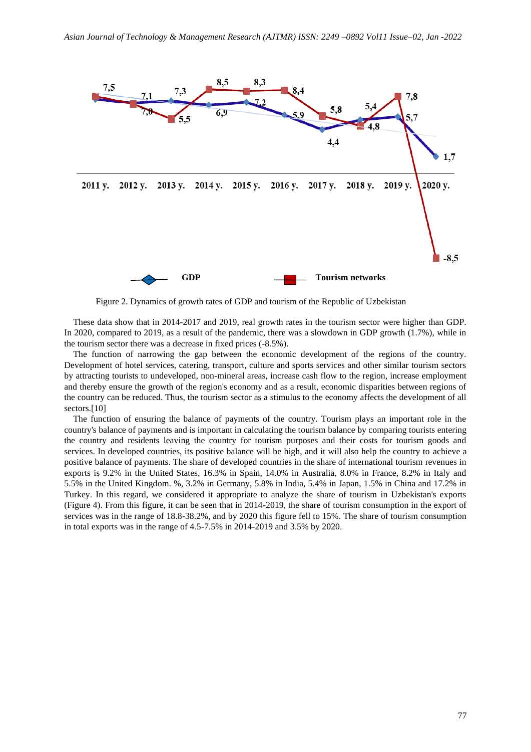Figure 2. Dynamics of growth rates of GDP and tourism of the Republic of Uzbekistan

These data show that in 2014-2017 and 2019, real growth rates in the tourism sector were higher than GDP. In 2020, compared to 2019, as a result of the pandemic, there was a slowdown in GDP growth (1.7%), while in the tourism sector there was a decrease in fixed prices (-8.5%).

The function of narrowing the gap between the economic development of the regions of the country. Development of hotel services, catering, transport, culture and sports services and other similar tourism sectors by attracting tourists to undeveloped, non-mineral areas, increase cash flow to the region, increase employment and thereby ensure the growth of the region's economy and as a result, economic disparities between regions of the country can be reduced. Thus, the tourism sector as a stimulus to the economy affects the development of all sectors.[10]

The function of ensuring the balance of payments of the country. Tourism plays an important role in the country's balance of payments and is important in calculating the tourism balance by comparing tourists entering the country and residents leaving the country for tourism purposes and their costs for tourism goods and services. In developed countries, its positive balance will be high, and it will also help the country to achieve a positive balance of payments. The share of developed countries in the share of international tourism revenues in exports is 9.2% in the United States, 16.3% in Spain, 14.0% in Australia, 8.0% in France, 8.2% in Italy and 5.5% in the United Kingdom. %, 3.2% in Germany, 5.8% in India, 5.4% in Japan, 1.5% in China and 17.2% in Turkey. In this regard, we considered it appropriate to analyze the share of tourism in Uzbekistan's exports (Figure 4). From this figure, it can be seen that in 2014-2019, the share of tourism consumption in the export of services was in the range of 18.8-38.2%, and by 2020 this figure fell to 15%. The share of tourism consumption in total exports was in the range of 4.5-7.5% in 2014-2019 and 3.5% by 2020.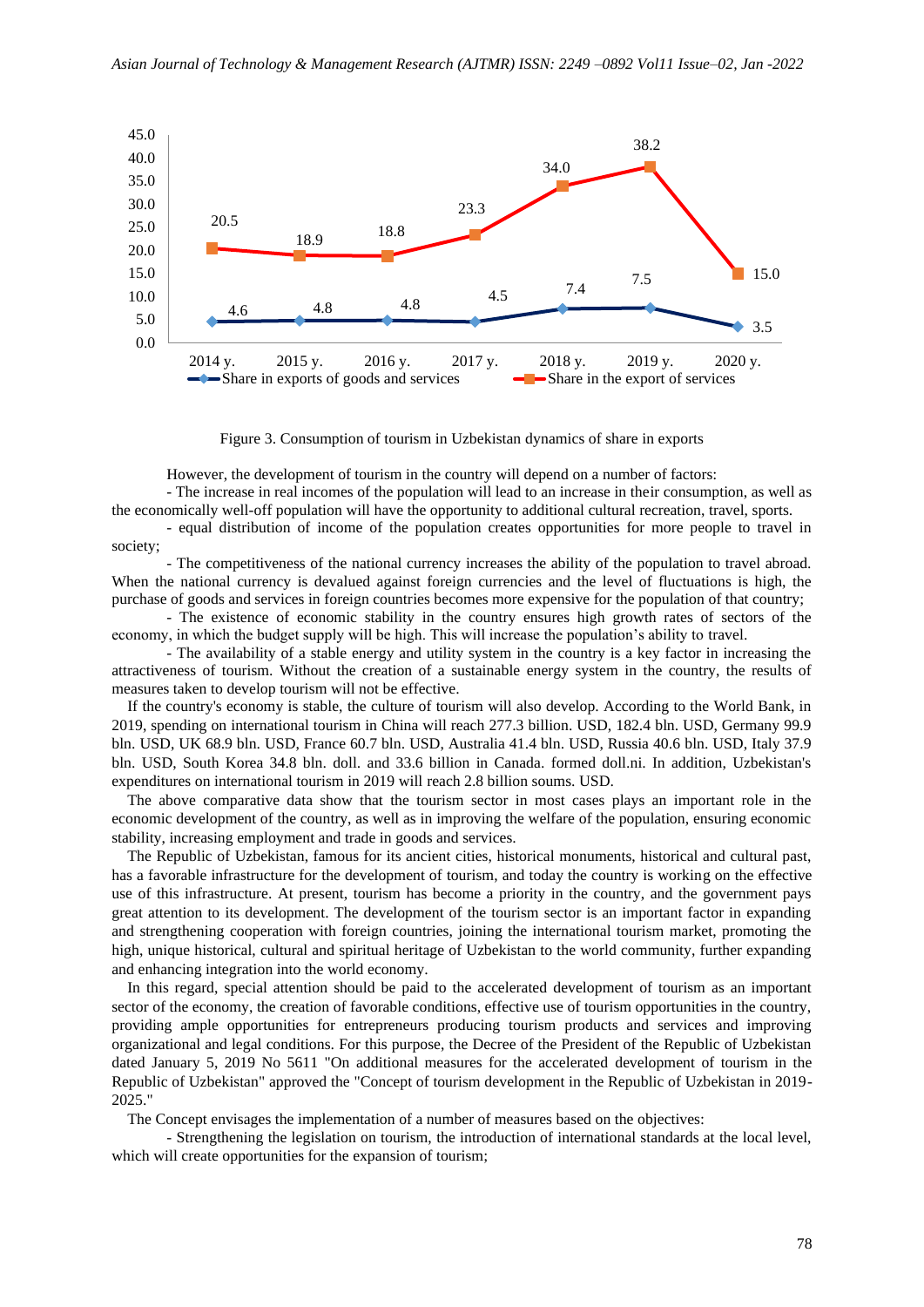Figure 3. Consumption of tourism in Uzbekistan dynamics of share in exports

However, the development of tourism in the country will depend on a number of factors:

- The increase in real incomes of the population will lead to an increase in their consumption, as well as the economically well-off population will have the opportunity to additional cultural recreation, travel, sports.
- equal distribution of income of the population creates opportunities for more people to travel in society;
- The competitiveness of the national currency increases the ability of the population to travel abroad. When the national currency is devalued against foreign currencies and the level of fluctuations is high, the purchase of goods and services in foreign countries becomes more expensive for the population of that country;
- The existence of economic stability in the country ensures high growth rates of sectors of the economy, in which the budget supply will be high. This will increase the population's ability to travel.
- The availability of a stable energy and utility system in the country is a key factor in increasing the attractiveness of tourism. Without the creation of a sustainable energy system in the country, the results of measures taken to develop tourism will not be effective.

If the country's economy is stable, the culture of tourism will also develop. According to the World Bank, in 2019, spending on international tourism in China will reach 277.3 billion. USD, 182.4 bln. USD, Germany 99.9 bln. USD, UK 68.9 bln. USD, France 60.7 bln. USD, Australia 41.4 bln. USD, Russia 40.6 bln. USD, Italy 37.9 bln. USD, South Korea 34.8 bln. doll. and 33.6 billion in Canada. formed doll.ni. In addition, Uzbekistan's expenditures on international tourism in 2019 will reach 2.8 billion soums. USD.

The above comparative data show that the tourism sector in most cases plays an important role in the economic development of the country, as well as in improving the welfare of the population, ensuring economic stability, increasing employment and trade in goods and services.

The Republic of Uzbekistan, famous for its ancient cities, historical monuments, historical and cultural past, has a favorable infrastructure for the development of tourism, and today the country is working on the effective use of this infrastructure. At present, tourism has become a priority in the country, and the government pays great attention to its development. The development of the tourism sector is an important factor in expanding and strengthening cooperation with foreign countries, joining the international tourism market, promoting the high, unique historical, cultural and spiritual heritage of Uzbekistan to the world community, further expanding and enhancing integration into the world economy.

In this regard, special attention should be paid to the accelerated development of tourism as an important sector of the economy, the creation of favorable conditions, effective use of tourism opportunities in the country, providing ample opportunities for entrepreneurs producing tourism products and services and improving organizational and legal conditions. For this purpose, the Decree of the President of the Republic of Uzbekistan dated January 5, 2019 No 5611 "On additional measures for the accelerated development of tourism in the Republic of Uzbekistan" approved the "Concept of tourism development in the Republic of Uzbekistan in 2019-2025."

The Concept envisages the implementation of a number of measures based on the objectives:

- Strengthening the legislation on tourism, the introduction of international standards at the local level, which will create opportunities for the expansion of tourism;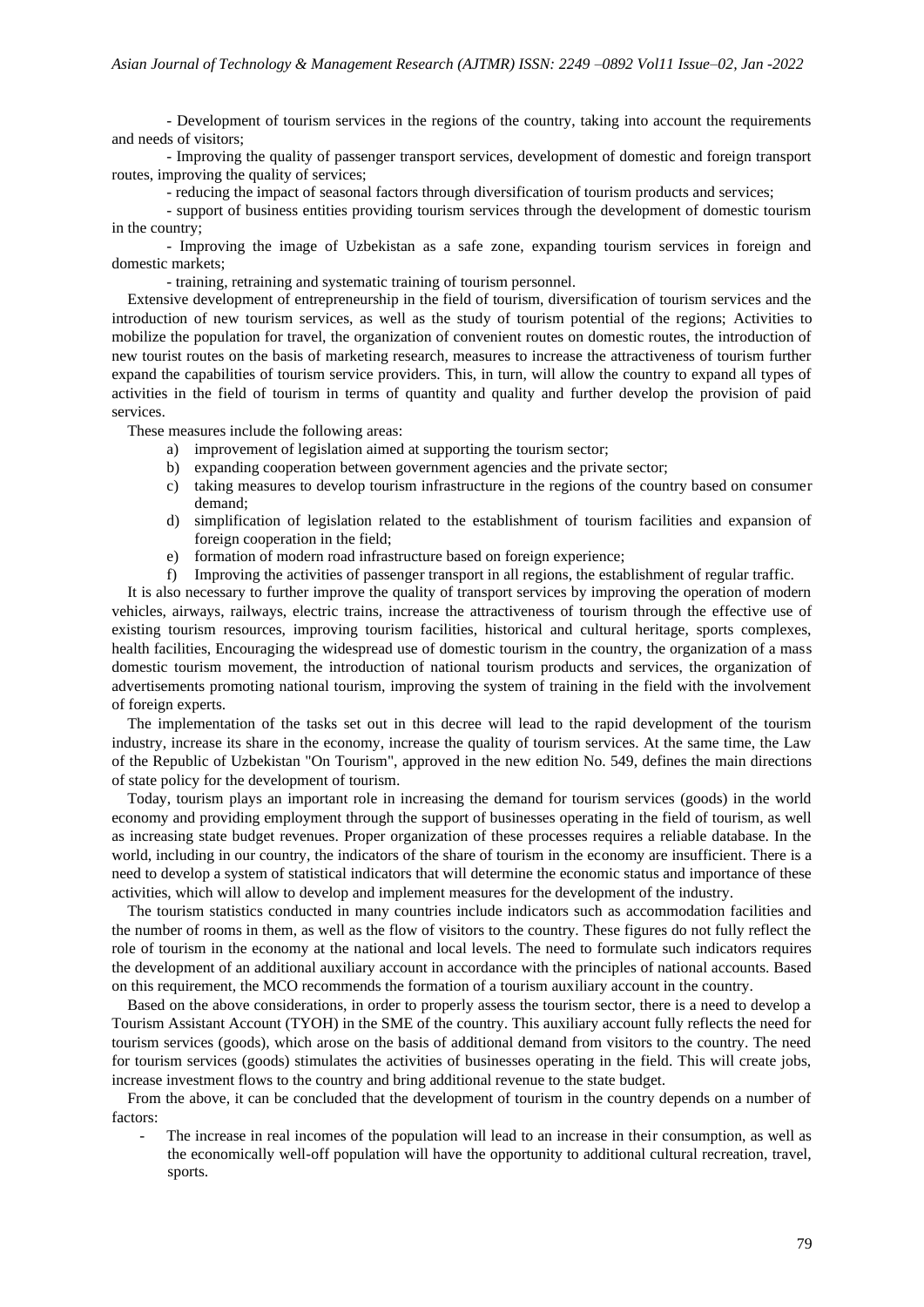- Development of tourism services in the regions of the country, taking into account the requirements and needs of visitors;

- Improving the quality of passenger transport services, development of domestic and foreign transport routes, improving the quality of services;

- reducing the impact of seasonal factors through diversification of tourism products and services;

- support of business entities providing tourism services through the development of domestic tourism in the country;

- Improving the image of Uzbekistan as a safe zone, expanding tourism services in foreign and domestic markets;

- training, retraining and systematic training of tourism personnel.

Extensive development of entrepreneurship in the field of tourism, diversification of tourism services and the introduction of new tourism services, as well as the study of tourism potential of the regions; Activities to mobilize the population for travel, the organization of convenient routes on domestic routes, the introduction of new tourist routes on the basis of marketing research, measures to increase the attractiveness of tourism further expand the capabilities of tourism service providers. This, in turn, will allow the country to expand all types of activities in the field of tourism in terms of quantity and quality and further develop the provision of paid services.

These measures include the following areas:

a) improvement of legislation aimed at supporting the tourism sector;
b) expanding cooperation between government agencies and the private sector;
c) taking measures to develop tourism infrastructure in the regions of the country based on consumer demand;
d) simplification of legislation related to the establishment of tourism facilities and expansion of foreign cooperation in the field;
e) formation of modern road infrastructure based on foreign experience;
f) Improving the activities of passenger transport in all regions, the establishment of regular traffic.

It is also necessary to further improve the quality of transport services by improving the operation of modern vehicles, airways, railways, electric trains, increase the attractiveness of tourism through the effective use of existing tourism resources, improving tourism facilities, historical and cultural heritage, sports complexes, health facilities, Encouraging the widespread use of domestic tourism in the country, the organization of a mass domestic tourism movement, the introduction of national tourism products and services, the organization of advertisements promoting national tourism, improving the system of training in the field with the involvement of foreign experts.

The implementation of the tasks set out in this decree will lead to the rapid development of the tourism industry, increase its share in the economy, increase the quality of tourism services. At the same time, the Law of the Republic of Uzbekistan "On Tourism", approved in the new edition No. 549, defines the main directions of state policy for the development of tourism.

Today, tourism plays an important role in increasing the demand for tourism services (goods) in the world economy and providing employment through the support of businesses operating in the field of tourism, as well as increasing state budget revenues. Proper organization of these processes requires a reliable database. In the world, including in our country, the indicators of the share of tourism in the economy are insufficient. There is a need to develop a system of statistical indicators that will determine the economic status and importance of these activities, which will allow to develop and implement measures for the development of the industry.

The tourism statistics conducted in many countries include indicators such as accommodation facilities and the number of rooms in them, as well as the flow of visitors to the country. These figures do not fully reflect the role of tourism in the economy at the national and local levels. The need to formulate such indicators requires the development of an additional auxiliary account in accordance with the principles of national accounts. Based on this requirement, the MCO recommends the formation of a tourism auxiliary account in the country.

Based on the above considerations, in order to properly assess the tourism sector, there is a need to develop a Tourism Assistant Account (TYOH) in the SME of the country. This auxiliary account fully reflects the need for tourism services (goods), which arose on the basis of additional demand from visitors to the country. The need for tourism services (goods) stimulates the activities of businesses operating in the field. This will create jobs, increase investment flows to the country and bring additional revenue to the state budget.

From the above, it can be concluded that the development of tourism in the country depends on a number of factors:

- The increase in real incomes of the population will lead to an increase in their consumption, as well as the economically well-off population will have the opportunity to additional cultural recreation, travel, sports.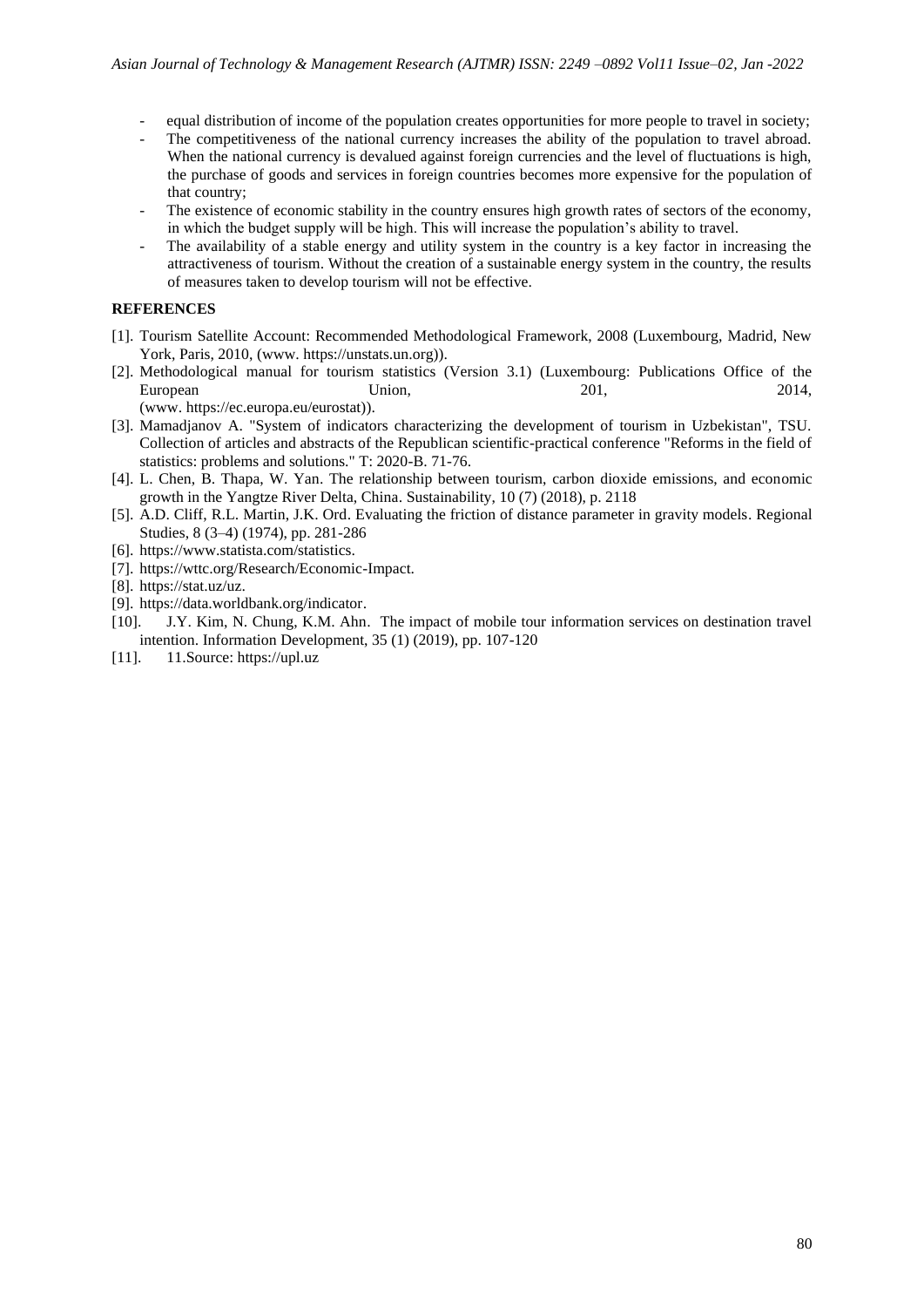- equal distribution of income of the population creates opportunities for more people to travel in society;
- The competitiveness of the national currency increases the ability of the population to travel abroad. When the national currency is devalued against foreign currencies and the level of fluctuations is high, the purchase of goods and services in foreign countries becomes more expensive for the population of that country;
- The existence of economic stability in the country ensures high growth rates of sectors of the economy, in which the budget supply will be high. This will increase the population's ability to travel.
- The availability of a stable energy and utility system in the country is a key factor in increasing the attractiveness of tourism. Without the creation of a sustainable energy system in the country, the results of measures taken to develop tourism will not be effective.

**REFERENCES**

[1]. Tourism Satellite Account: Recommended Methodological Framework, 2008 (Luxembourg, Madrid, New York, Paris, 2010, (www. https://unstats.un.org)).

[2]. Methodological manual for tourism statistics (Version 3.1) (Luxembourg: Publications Office of the European Union, 201, 2014, (www. https://ec.europa.eu/eurostat)).

[3]. Mamadjanov A. "System of indicators characterizing the development of tourism in Uzbekistan", TSU. Collection of articles and abstracts of the Republican scientific-practical conference "Reforms in the field of statistics: problems and solutions." T: 2020-B. 71-76.

[4]. L. Chen, B. Thapa, W. Yan. The relationship between tourism, carbon dioxide emissions, and economic growth in the Yangtze River Delta, China. Sustainability, 10 (7) (2018), p. 2118

[5]. A.D. Cliff, R.L. Martin, J.K. Ord. Evaluating the friction of distance parameter in gravity models. Regional Studies, 8 (3–4) (1974), pp. 281-286

[6]. https://www.statista.com/statistics.

[7]. https://wttc.org/Research/Economic-Impact.

[8]. https://stat.uz/uz.

[9]. https://data.worldbank.org/indicator.

[10]. J.Y. Kim, N. Chung, K.M. Ahn. The impact of mobile tour information services on destination travel intention. Information Development, 35 (1) (2019), pp. 107-120

[11]. 11.Source: https://upl.uz